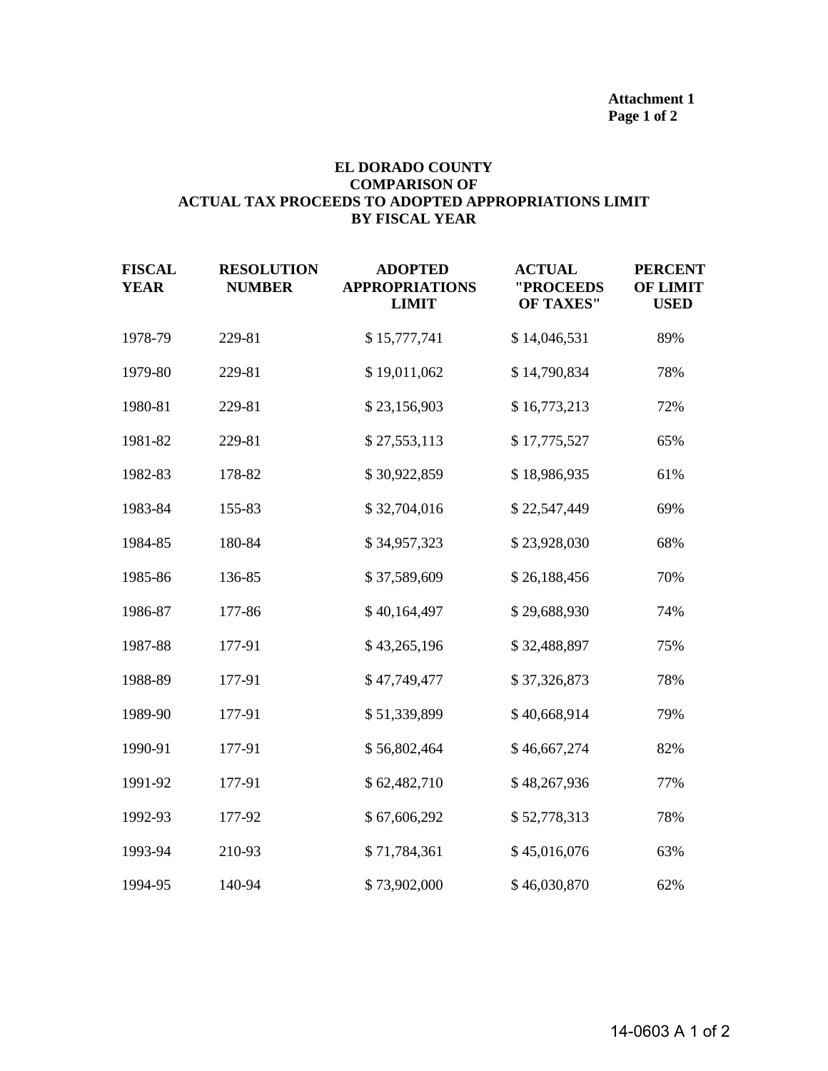**Attachment 1**
**Page 1 of 2**

# EL DORADO COUNTY
## COMPARISON OF ACTUAL TAX PROCEEDS TO ADOPTED APPROPRIATIONS LIMIT BY FISCAL YEAR

| FISCAL YEAR | RESOLUTION NUMBER | ADOPTED APPROPRIATIONS LIMIT | ACTUAL "PROCEEDS OF TAXES" | PERCENT OF LIMIT USED |
|---|---|---|---|---|
| 1978-79 | 229-81 | $ 15,777,741 | $ 14,046,531 | 89% |
| 1979-80 | 229-81 | $ 19,011,062 | $ 14,790,834 | 78% |
| 1980-81 | 229-81 | $ 23,156,903 | $ 16,773,213 | 72% |
| 1981-82 | 229-81 | $ 27,553,113 | $ 17,775,527 | 65% |
| 1982-83 | 178-82 | $ 30,922,859 | $ 18,986,935 | 61% |
| 1983-84 | 155-83 | $ 32,704,016 | $ 22,547,449 | 69% |
| 1984-85 | 180-84 | $ 34,957,323 | $ 23,928,030 | 68% |
| 1985-86 | 136-85 | $ 37,589,609 | $ 26,188,456 | 70% |
| 1986-87 | 177-86 | $ 40,164,497 | $ 29,688,930 | 74% |
| 1987-88 | 177-91 | $ 43,265,196 | $ 32,488,897 | 75% |
| 1988-89 | 177-91 | $ 47,749,477 | $ 37,326,873 | 78% |
| 1989-90 | 177-91 | $ 51,339,899 | $ 40,668,914 | 79% |
| 1990-91 | 177-91 | $ 56,802,464 | $ 46,667,274 | 82% |
| 1991-92 | 177-91 | $ 62,482,710 | $ 48,267,936 | 77% |
| 1992-93 | 177-92 | $ 67,606,292 | $ 52,778,313 | 78% |
| 1993-94 | 210-93 | $ 71,784,361 | $ 45,016,076 | 63% |
| 1994-95 | 140-94 | $ 73,902,000 | $ 46,030,870 | 62% |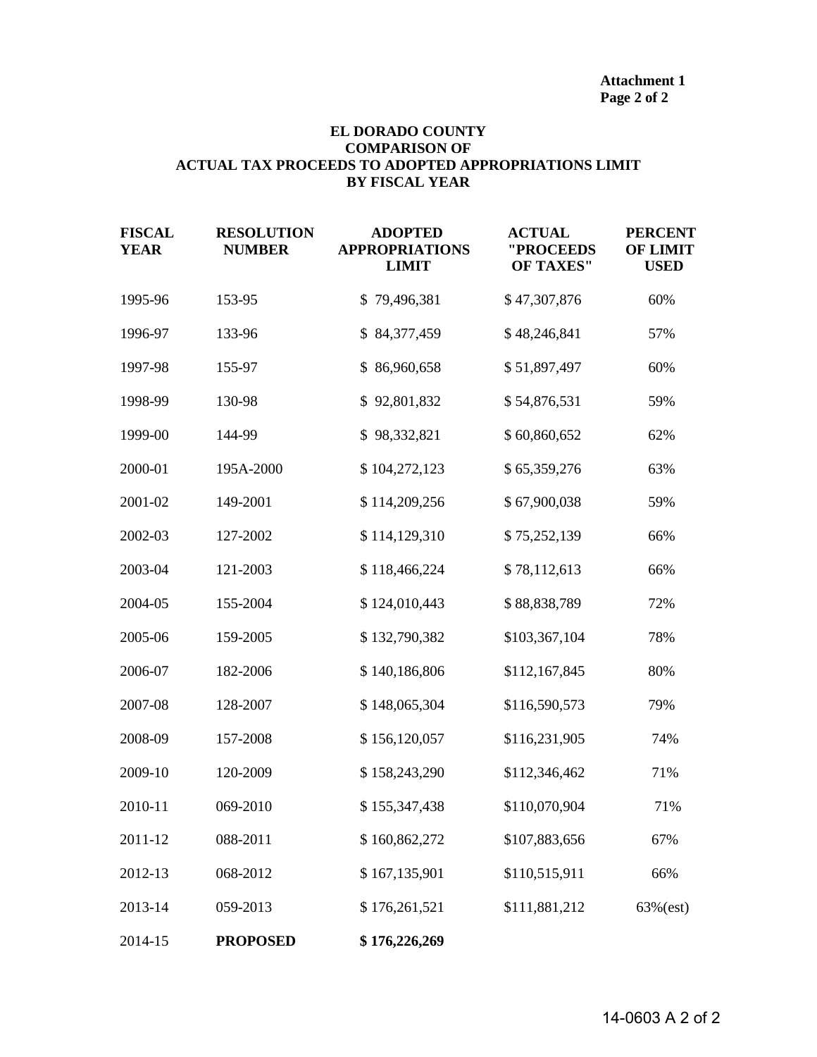**Attachment 1**
**Page 2 of 2**

# EL DORADO COUNTY
## COMPARISON OF
## ACTUAL TAX PROCEEDS TO ADOPTED APPROPRIATIONS LIMIT
## BY FISCAL YEAR

| FISCAL YEAR | RESOLUTION NUMBER | ADOPTED APPROPRIATIONS LIMIT | ACTUAL "PROCEEDS OF TAXES" | PERCENT OF LIMIT USED |
|---|---|---|---|---|
| 1995-96 | 153-95 | $ 79,496,381 | $ 47,307,876 | 60% |
| 1996-97 | 133-96 | $ 84,377,459 | $ 48,246,841 | 57% |
| 1997-98 | 155-97 | $ 86,960,658 | $ 51,897,497 | 60% |
| 1998-99 | 130-98 | $ 92,801,832 | $ 54,876,531 | 59% |
| 1999-00 | 144-99 | $ 98,332,821 | $ 60,860,652 | 62% |
| 2000-01 | 195A-2000 | $ 104,272,123 | $ 65,359,276 | 63% |
| 2001-02 | 149-2001 | $ 114,209,256 | $ 67,900,038 | 59% |
| 2002-03 | 127-2002 | $ 114,129,310 | $ 75,252,139 | 66% |
| 2003-04 | 121-2003 | $ 118,466,224 | $ 78,112,613 | 66% |
| 2004-05 | 155-2004 | $ 124,010,443 | $ 88,838,789 | 72% |
| 2005-06 | 159-2005 | $ 132,790,382 | $103,367,104 | 78% |
| 2006-07 | 182-2006 | $ 140,186,806 | $112,167,845 | 80% |
| 2007-08 | 128-2007 | $ 148,065,304 | $116,590,573 | 79% |
| 2008-09 | 157-2008 | $ 156,120,057 | $116,231,905 | 74% |
| 2009-10 | 120-2009 | $ 158,243,290 | $112,346,462 | 71% |
| 2010-11 | 069-2010 | $ 155,347,438 | $110,070,904 | 71% |
| 2011-12 | 088-2011 | $ 160,862,272 | $107,883,656 | 67% |
| 2012-13 | 068-2012 | $ 167,135,901 | $110,515,911 | 66% |
| 2013-14 | 059-2013 | $ 176,261,521 | $111,881,212 | 63%(est) |
| 2014-15 | **PROPOSED** | **$ 176,226,269** | | |